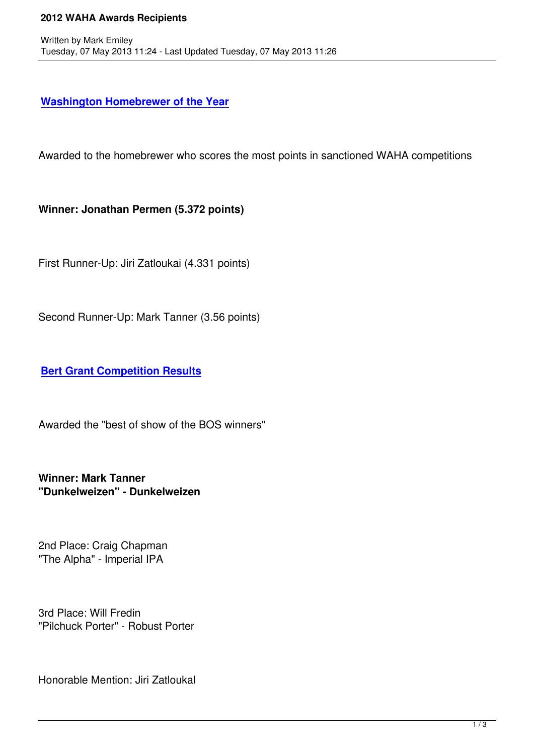# 2012 WAHA Awards Recipients

Written by Mark Emiley
Tuesday, 07 May 2013 11:24 - Last Updated Tuesday, 07 May 2013 11:26

## Washington Homebrewer of the Year

Awarded to the homebrewer who scores the most points in sanctioned WAHA competitions

**Winner: Jonathan Permen (5.372 points)**

First Runner-Up: Jiri Zatloukai (4.331 points)

Second Runner-Up: Mark Tanner (3.56 points)

## Bert Grant Competition Results

Awarded the "best of show of the BOS winners"

**Winner: Mark Tanner**
**"Dunkelweizen" - Dunkelweizen**

2nd Place: Craig Chapman
"The Alpha" - Imperial IPA

3rd Place: Will Fredin
"Pilchuck Porter" - Robust Porter

Honorable Mention: Jiri Zatloukal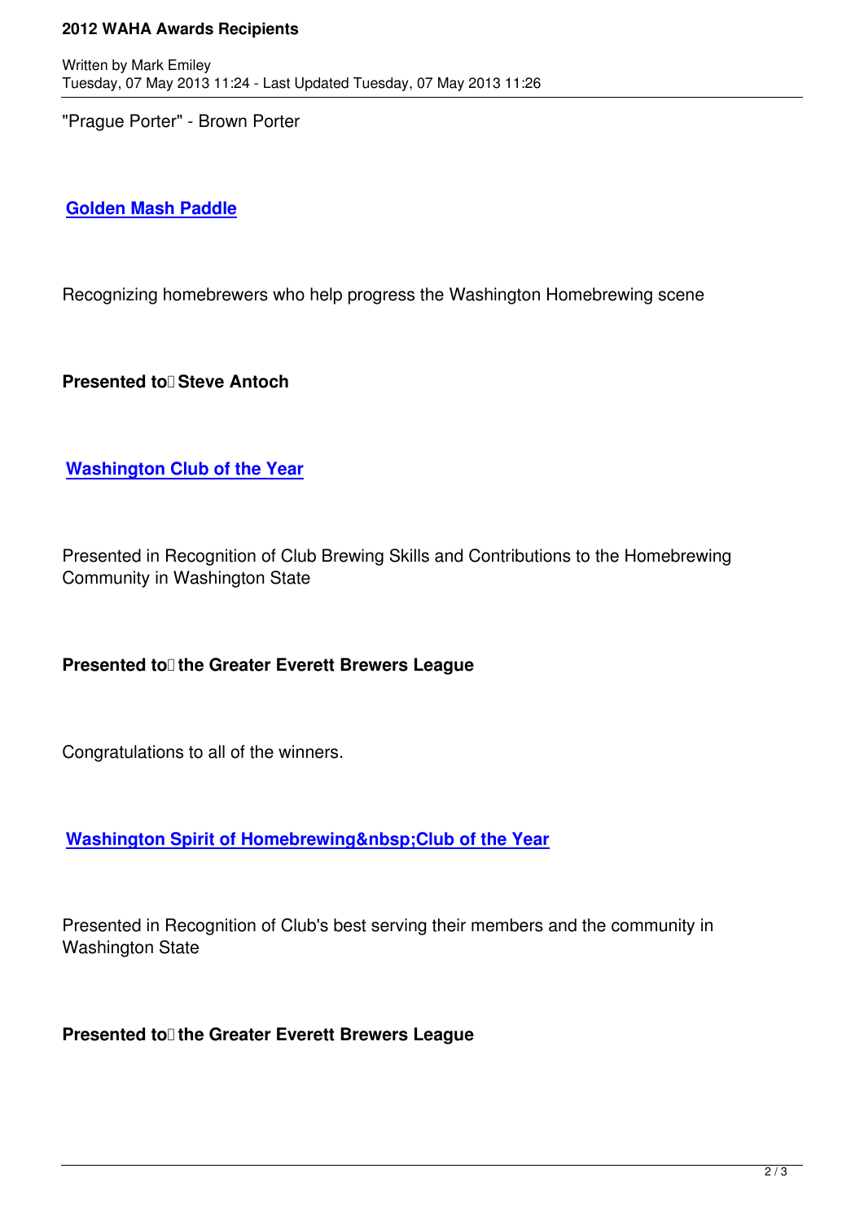"Prague Porter" - Brown Porter

## Golden Mash Paddle

Recognizing homebrewers who help progress the Washington Homebrewing scene

**Presented to Steve Antoch**

## Washington Club of the Year

Presented in Recognition of Club Brewing Skills and Contributions to the Homebrewing Community in Washington State

**Presented to the Greater Everett Brewers League**

Congratulations to all of the winners.

## Washington Spirit of Homebrewing&nbsp;Club of the Year

Presented in Recognition of Club's best serving their members and the community in Washington State

**Presented to the Greater Everett Brewers League**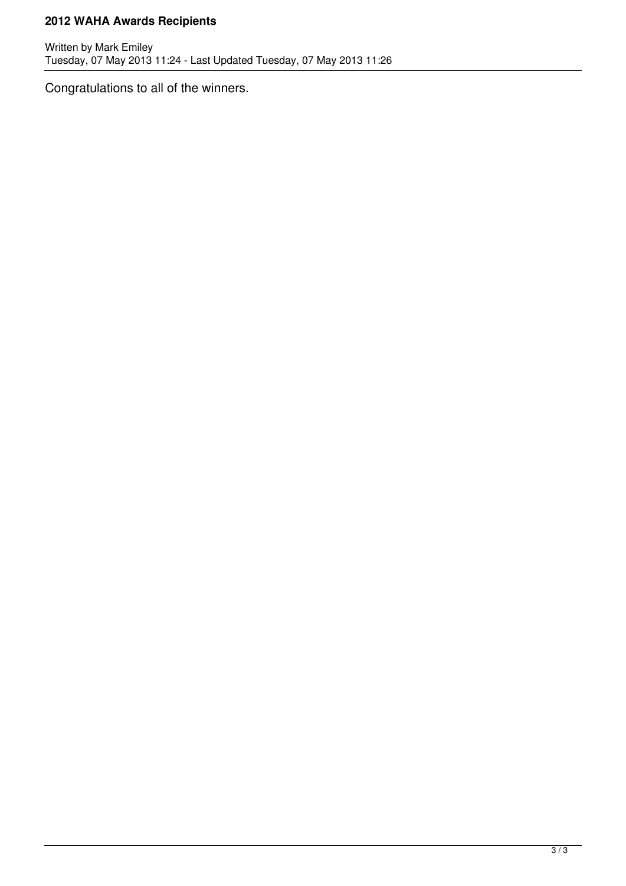Congratulations to all of the winners.